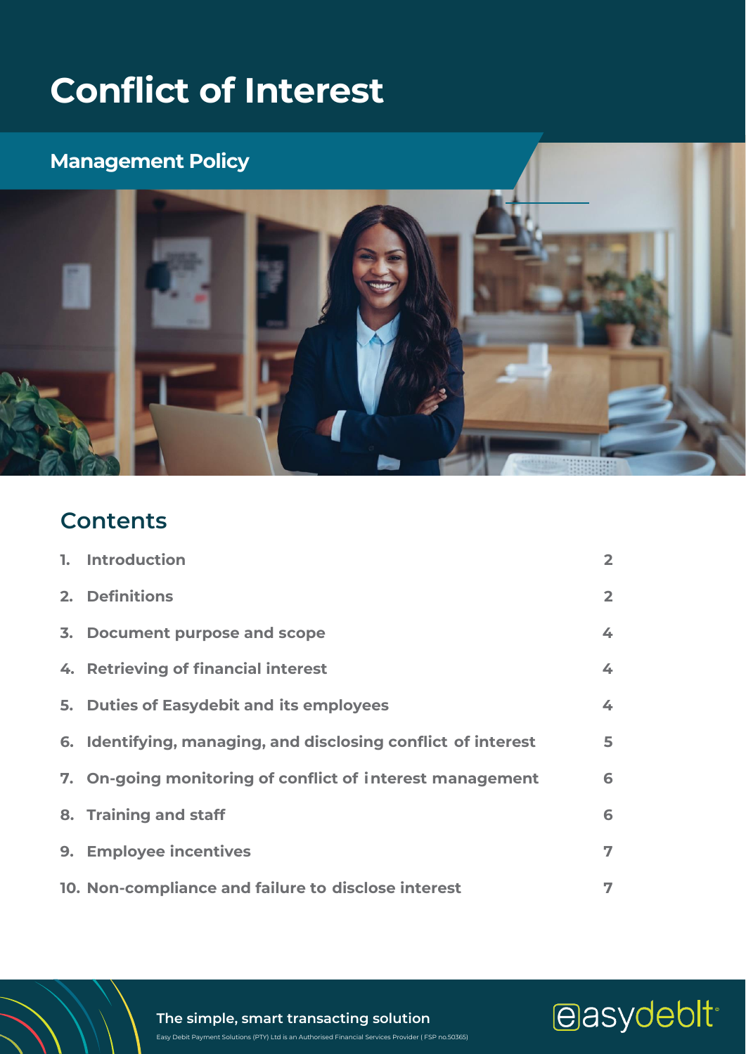# Conflict of Interest

## Management Policy

## Contents

| | | |
|---|---|---|
| 1. | Introduction | 2 |
| 2. | Definitions | 2 |
| 3. | Document purpose and scope | 4 |
| 4. | Retrieving of financial interest | 4 |
| 5. | Duties of Easydebit and its employees | 4 |
| 6. | Identifying, managing, and disclosing conflict of interest | 5 |
| 7. | On-going monitoring of conflict of interest management | 6 |
| 8. | Training and staff | 6 |
| 9. | Employee incentives | 7 |
| 10. | Non-compliance and failure to disclose interest | 7 |

**The simple, smart transacting solution**

Easy Debit Payment Solutions (PTY) Ltd is an Authorised Financial Services Provider ( FSP no.50365)

easydebit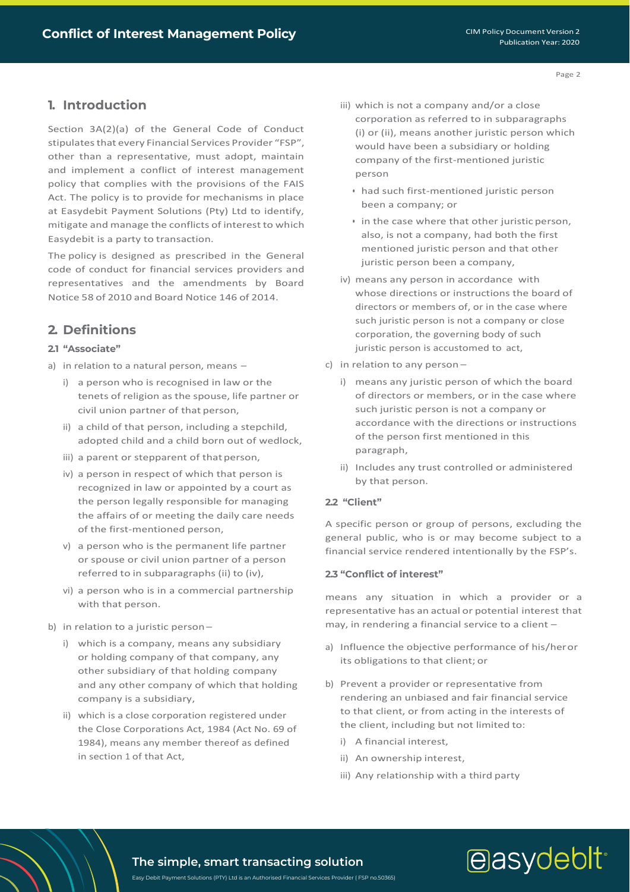## 1. Introduction

Section 3A(2)(a) of the General Code of Conduct stipulates that every Financial Services Provider "FSP", other than a representative, must adopt, maintain and implement a conflict of interest management policy that complies with the provisions of the FAIS Act. The policy is to provide for mechanisms in place at Easydebit Payment Solutions (Pty) Ltd to identify, mitigate and manage the conflicts of interest to which Easydebit is a party to transaction.

The policy is designed as prescribed in the General code of conduct for financial services providers and representatives and the amendments by Board Notice 58 of 2010 and Board Notice 146 of 2014.

## 2. Definitions

### 2.1 "Associate"

a) in relation to a natural person, means –
   i) a person who is recognised in law or the tenets of religion as the spouse, life partner or civil union partner of that person,
   ii) a child of that person, including a stepchild, adopted child and a child born out of wedlock,
   iii) a parent or stepparent of that person,
   iv) a person in respect of which that person is recognized in law or appointed by a court as the person legally responsible for managing the affairs of or meeting the daily care needs of the first-mentioned person,
   v) a person who is the permanent life partner or spouse or civil union partner of a person referred to in subparagraphs (ii) to (iv),
   vi) a person who is in a commercial partnership with that person.

b) in relation to a juristic person –
   i) which is a company, means any subsidiary or holding company of that company, any other subsidiary of that holding company and any other company of which that holding company is a subsidiary,
   ii) which is a close corporation registered under the Close Corporations Act, 1984 (Act No. 69 of 1984), means any member thereof as defined in section 1 of that Act,
   iii) which is not a company and/or a close corporation as referred to in subparagraphs (i) or (ii), means another juristic person which would have been a subsidiary or holding company of the first-mentioned juristic person
      - had such first-mentioned juristic person been a company; or
      - in the case where that other juristic person, also, is not a company, had both the first mentioned juristic person and that other juristic person been a company,
   iv) means any person in accordance with whose directions or instructions the board of directors or members of, or in the case where such juristic person is not a company or close corporation, the governing body of such juristic person is accustomed to act,

c) in relation to any person –
   i) means any juristic person of which the board of directors or members, or in the case where such juristic person is not a company or accordance with the directions or instructions of the person first mentioned in this paragraph,
   ii) Includes any trust controlled or administered by that person.

### 2.2 "Client"

A specific person or group of persons, excluding the general public, who is or may become subject to a financial service rendered intentionally by the FSP's.

### 2.3 "Conflict of interest"

means any situation in which a provider or a representative has an actual or potential interest that may, in rendering a financial service to a client –

a) Influence the objective performance of his/her or its obligations to that client; or

b) Prevent a provider or representative from rendering an unbiased and fair financial service to that client, or from acting in the interests of the client, including but not limited to:
   i) A financial interest,
   ii) An ownership interest,
   iii) Any relationship with a third party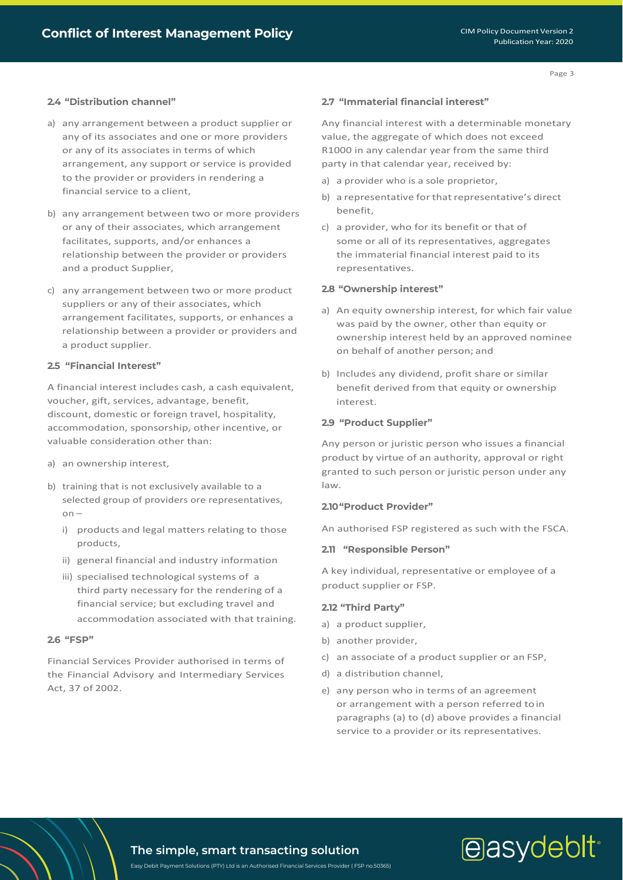### 2.4 "Distribution channel"

a) any arrangement between a product supplier or any of its associates and one or more providers or any of its associates in terms of which arrangement, any support or service is provided to the provider or providers in rendering a financial service to a client,

b) any arrangement between two or more providers or any of their associates, which arrangement facilitates, supports, and/or enhances a relationship between the provider or providers and a product Supplier,

c) any arrangement between two or more product suppliers or any of their associates, which arrangement facilitates, supports, or enhances a relationship between a provider or providers and a product supplier.

### 2.5 "Financial Interest"

A financial interest includes cash, a cash equivalent, voucher, gift, services, advantage, benefit, discount, domestic or foreign travel, hospitality, accommodation, sponsorship, other incentive, or valuable consideration other than:

a) an ownership interest,

b) training that is not exclusively available to a selected group of providers ore representatives, on –
   i) products and legal matters relating to those products,
   ii) general financial and industry information
   iii) specialised technological systems of a third party necessary for the rendering of a financial service; but excluding travel and accommodation associated with that training.

### 2.6 "FSP"

Financial Services Provider authorised in terms of the Financial Advisory and Intermediary Services Act, 37 of 2002.

### 2.7 "Immaterial financial interest"

Any financial interest with a determinable monetary value, the aggregate of which does not exceed R1000 in any calendar year from the same third party in that calendar year, received by:

a) a provider who is a sole proprietor,

b) a representative for that representative's direct benefit,

c) a provider, who for its benefit or that of some or all of its representatives, aggregates the immaterial financial interest paid to its representatives.

### 2.8 "Ownership interest"

a) An equity ownership interest, for which fair value was paid by the owner, other than equity or ownership interest held by an approved nominee on behalf of another person; and

b) Includes any dividend, profit share or similar benefit derived from that equity or ownership interest.

### 2.9 "Product Supplier"

Any person or juristic person who issues a financial product by virtue of an authority, approval or right granted to such person or juristic person under any law.

### 2.10 "Product Provider"

An authorised FSP registered as such with the FSCA.

### 2.11 "Responsible Person"

A key individual, representative or employee of a product supplier or FSP.

### 2.12 "Third Party"

a) a product supplier,

b) another provider,

c) an associate of a product supplier or an FSP,

d) a distribution channel,

e) any person who in terms of an agreement or arrangement with a person referred to in paragraphs (a) to (d) above provides a financial service to a provider or its representatives.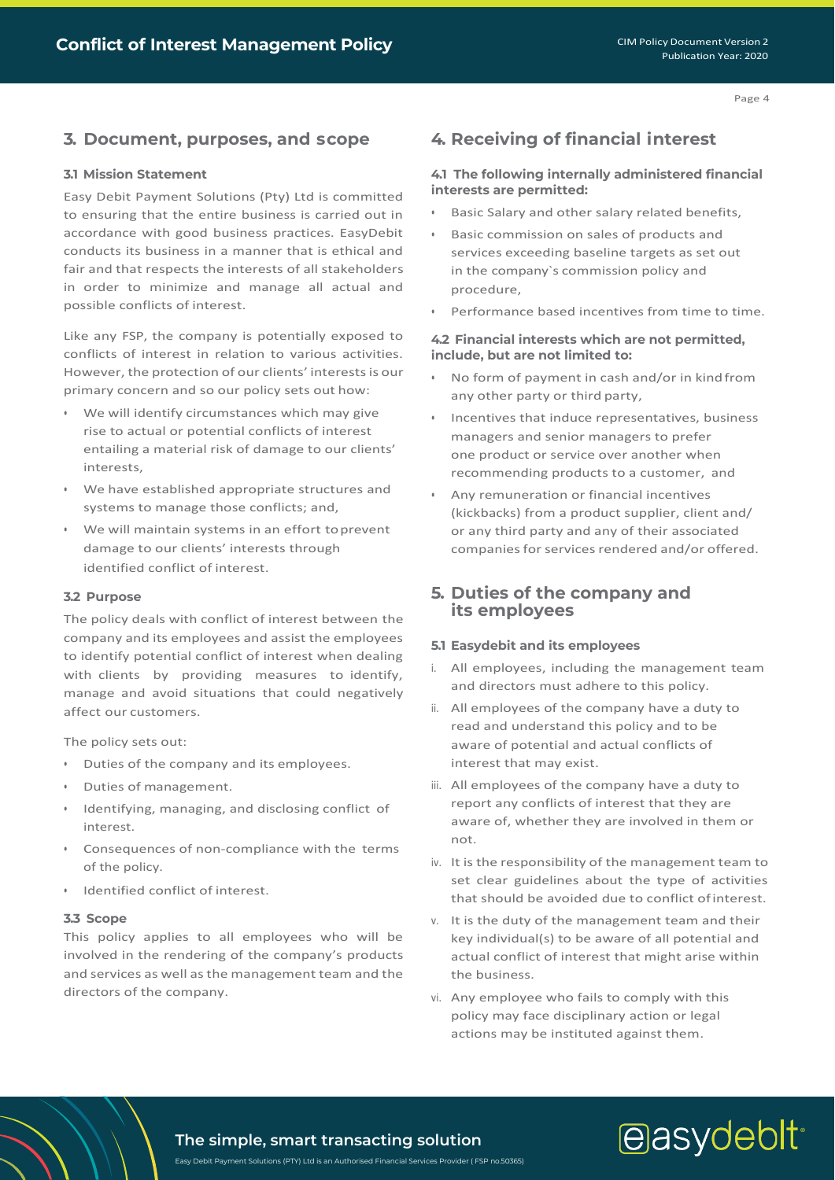## 3. Document, purposes, and scope

### 3.1 Mission Statement

Easy Debit Payment Solutions (Pty) Ltd is committed to ensuring that the entire business is carried out in accordance with good business practices. EasyDebit conducts its business in a manner that is ethical and fair and that respects the interests of all stakeholders in order to minimize and manage all actual and possible conflicts of interest.

Like any FSP, the company is potentially exposed to conflicts of interest in relation to various activities. However, the protection of our clients' interests is our primary concern and so our policy sets out how:

- We will identify circumstances which may give rise to actual or potential conflicts of interest entailing a material risk of damage to our clients' interests,
- We have established appropriate structures and systems to manage those conflicts; and,
- We will maintain systems in an effort to prevent damage to our clients' interests through identified conflict of interest.

### 3.2 Purpose

The policy deals with conflict of interest between the company and its employees and assist the employees to identify potential conflict of interest when dealing with clients by providing measures to identify, manage and avoid situations that could negatively affect our customers.

The policy sets out:

- Duties of the company and its employees.
- Duties of management.
- Identifying, managing, and disclosing conflict of interest.
- Consequences of non-compliance with the terms of the policy.
- Identified conflict of interest.

### 3.3 Scope

This policy applies to all employees who will be involved in the rendering of the company's products and services as well as the management team and the directors of the company.

## 4. Receiving of financial interest

### 4.1 The following internally administered financial interests are permitted:

- Basic Salary and other salary related benefits,
- Basic commission on sales of products and services exceeding baseline targets as set out in the company`s commission policy and procedure,
- Performance based incentives from time to time.

### 4.2 Financial interests which are not permitted, include, but are not limited to:

- No form of payment in cash and/or in kind from any other party or third party,
- Incentives that induce representatives, business managers and senior managers to prefer one product or service over another when recommending products to a customer, and
- Any remuneration or financial incentives (kickbacks) from a product supplier, client and/ or any third party and any of their associated companies for services rendered and/or offered.

## 5. Duties of the company and its employees

### 5.1 Easydebit and its employees

i. All employees, including the management team and directors must adhere to this policy.
ii. All employees of the company have a duty to read and understand this policy and to be aware of potential and actual conflicts of interest that may exist.
iii. All employees of the company have a duty to report any conflicts of interest that they are aware of, whether they are involved in them or not.
iv. It is the responsibility of the management team to set clear guidelines about the type of activities that should be avoided due to conflict of interest.
v. It is the duty of the management team and their key individual(s) to be aware of all potential and actual conflict of interest that might arise within the business.
vi. Any employee who fails to comply with this policy may face disciplinary action or legal actions may be instituted against them.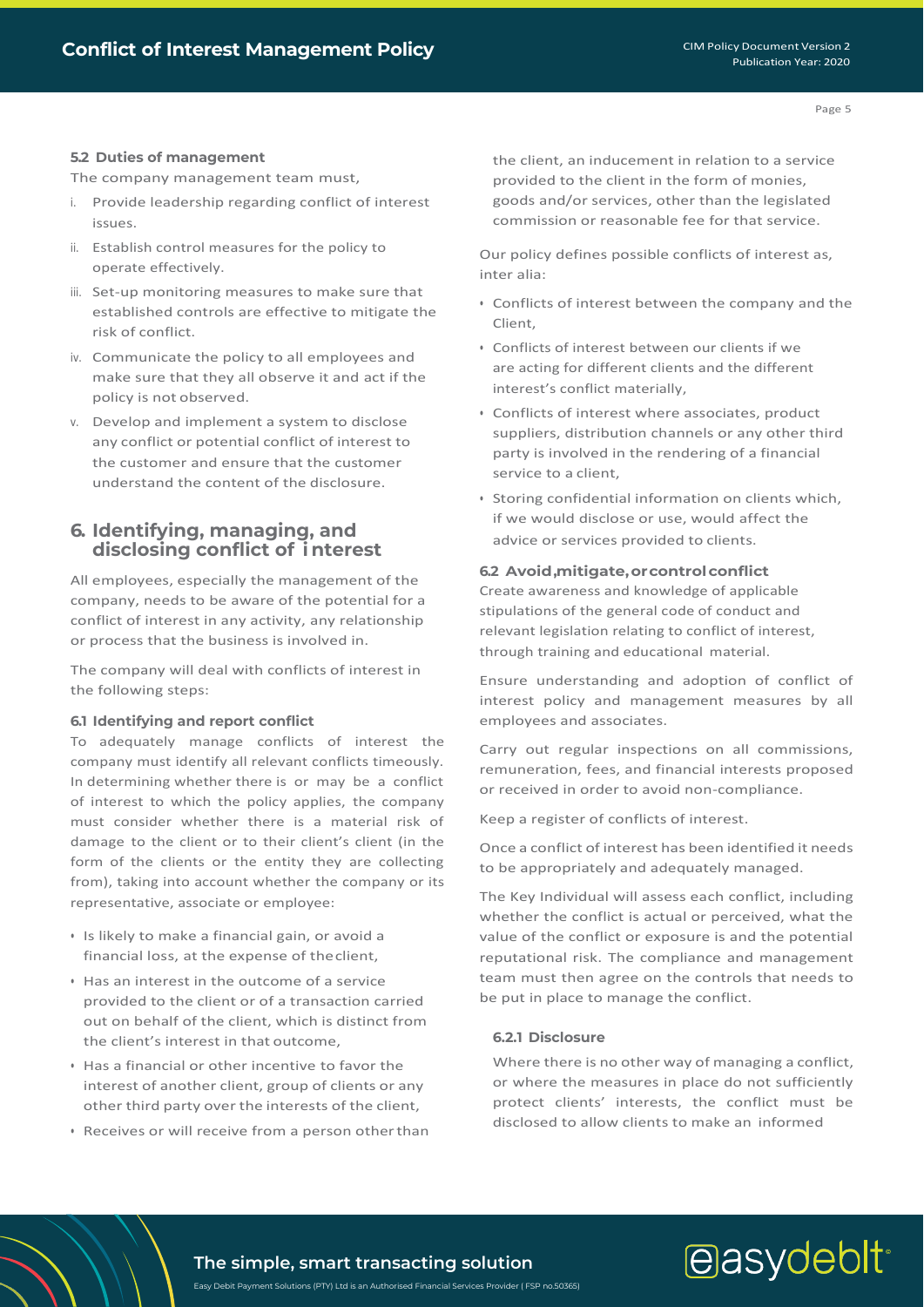### 5.2 Duties of management

The company management team must,

i. Provide leadership regarding conflict of interest issues.
ii. Establish control measures for the policy to operate effectively.
iii. Set-up monitoring measures to make sure that established controls are effective to mitigate the risk of conflict.
iv. Communicate the policy to all employees and make sure that they all observe it and act if the policy is not observed.
v. Develop and implement a system to disclose any conflict or potential conflict of interest to the customer and ensure that the customer understand the content of the disclosure.

## 6. Identifying, managing, and disclosing conflict of interest

All employees, especially the management of the company, needs to be aware of the potential for a conflict of interest in any activity, any relationship or process that the business is involved in.

The company will deal with conflicts of interest in the following steps:

### 6.1 Identifying and report conflict

To adequately manage conflicts of interest the company must identify all relevant conflicts timeously. In determining whether there is or may be a conflict of interest to which the policy applies, the company must consider whether there is a material risk of damage to the client or to their client's client (in the form of the clients or the entity they are collecting from), taking into account whether the company or its representative, associate or employee:

- Is likely to make a financial gain, or avoid a financial loss, at the expense of the client,
- Has an interest in the outcome of a service provided to the client or of a transaction carried out on behalf of the client, which is distinct from the client's interest in that outcome,
- Has a financial or other incentive to favor the interest of another client, group of clients or any other third party over the interests of the client,
- Receives or will receive from a person other than the client, an inducement in relation to a service provided to the client in the form of monies, goods and/or services, other than the legislated commission or reasonable fee for that service.

Our policy defines possible conflicts of interest as, inter alia:

- Conflicts of interest between the company and the Client,
- Conflicts of interest between our clients if we are acting for different clients and the different interest's conflict materially,
- Conflicts of interest where associates, product suppliers, distribution channels or any other third party is involved in the rendering of a financial service to a client,
- Storing confidential information on clients which, if we would disclose or use, would affect the advice or services provided to clients.

### 6.2 Avoid, mitigate, or control conflict

Create awareness and knowledge of applicable stipulations of the general code of conduct and relevant legislation relating to conflict of interest, through training and educational material.

Ensure understanding and adoption of conflict of interest policy and management measures by all employees and associates.

Carry out regular inspections on all commissions, remuneration, fees, and financial interests proposed or received in order to avoid non-compliance.

Keep a register of conflicts of interest.

Once a conflict of interest has been identified it needs to be appropriately and adequately managed.

The Key Individual will assess each conflict, including whether the conflict is actual or perceived, what the value of the conflict or exposure is and the potential reputational risk. The compliance and management team must then agree on the controls that needs to be put in place to manage the conflict.

#### 6.2.1 Disclosure

Where there is no other way of managing a conflict, or where the measures in place do not sufficiently protect clients' interests, the conflict must be disclosed to allow clients to make an informed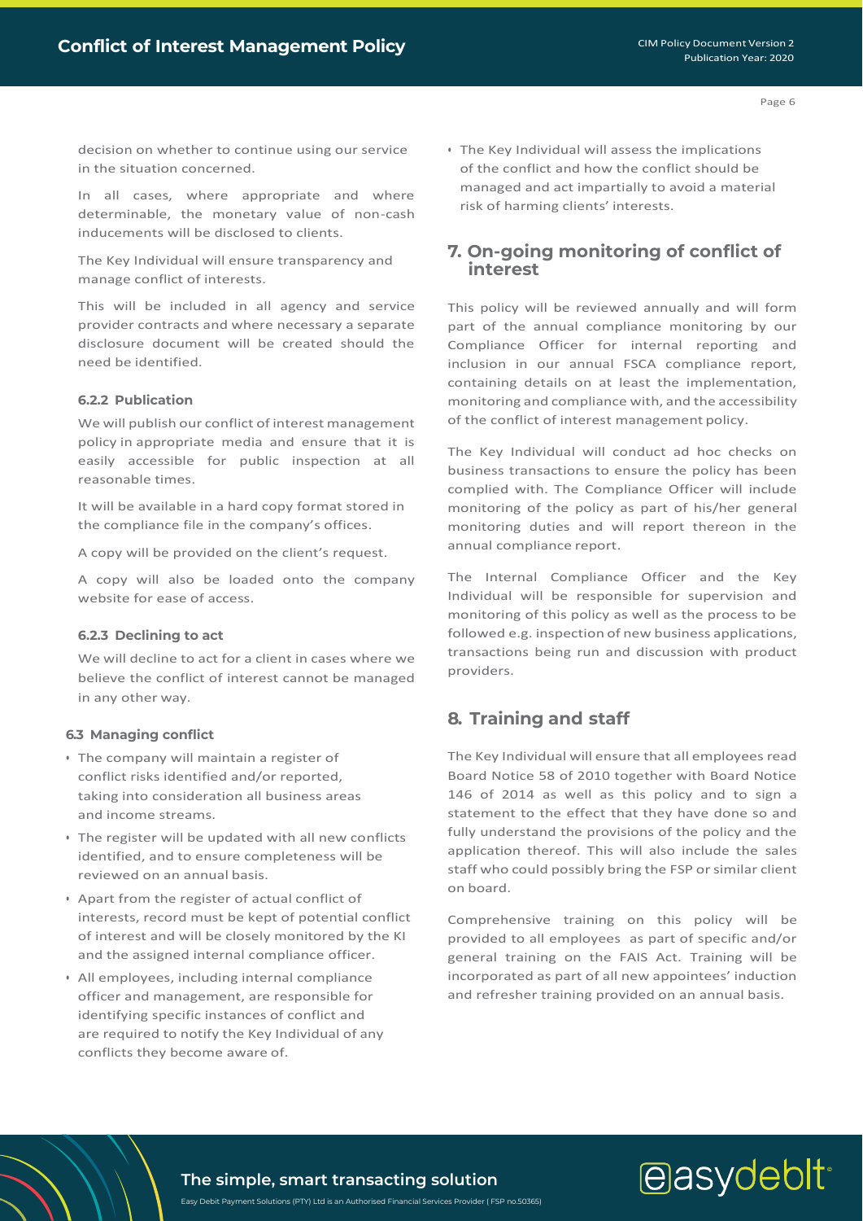decision on whether to continue using our service in the situation concerned.

In all cases, where appropriate and where determinable, the monetary value of non-cash inducements will be disclosed to clients.

The Key Individual will ensure transparency and manage conflict of interests.

This will be included in all agency and service provider contracts and where necessary a separate disclosure document will be created should the need be identified.

#### 6.2.2 Publication

We will publish our conflict of interest management policy in appropriate media and ensure that it is easily accessible for public inspection at all reasonable times.

It will be available in a hard copy format stored in the compliance file in the company's offices.

A copy will be provided on the client's request.

A copy will also be loaded onto the company website for ease of access.

#### 6.2.3 Declining to act

We will decline to act for a client in cases where we believe the conflict of interest cannot be managed in any other way.

### 6.3 Managing conflict

- The company will maintain a register of conflict risks identified and/or reported, taking into consideration all business areas and income streams.
- The register will be updated with all new conflicts identified, and to ensure completeness will be reviewed on an annual basis.
- Apart from the register of actual conflict of interests, record must be kept of potential conflict of interest and will be closely monitored by the KI and the assigned internal compliance officer.
- All employees, including internal compliance officer and management, are responsible for identifying specific instances of conflict and are required to notify the Key Individual of any conflicts they become aware of.
- The Key Individual will assess the implications of the conflict and how the conflict should be managed and act impartially to avoid a material risk of harming clients' interests.

## 7. On-going monitoring of conflict of interest

This policy will be reviewed annually and will form part of the annual compliance monitoring by our Compliance Officer for internal reporting and inclusion in our annual FSCA compliance report, containing details on at least the implementation, monitoring and compliance with, and the accessibility of the conflict of interest management policy.

The Key Individual will conduct ad hoc checks on business transactions to ensure the policy has been complied with. The Compliance Officer will include monitoring of the policy as part of his/her general monitoring duties and will report thereon in the annual compliance report.

The Internal Compliance Officer and the Key Individual will be responsible for supervision and monitoring of this policy as well as the process to be followed e.g. inspection of new business applications, transactions being run and discussion with product providers.

## 8. Training and staff

The Key Individual will ensure that all employees read Board Notice 58 of 2010 together with Board Notice 146 of 2014 as well as this policy and to sign a statement to the effect that they have done so and fully understand the provisions of the policy and the application thereof. This will also include the sales staff who could possibly bring the FSP or similar client on board.

Comprehensive training on this policy will be provided to all employees as part of specific and/or general training on the FAIS Act. Training will be incorporated as part of all new appointees' induction and refresher training provided on an annual basis.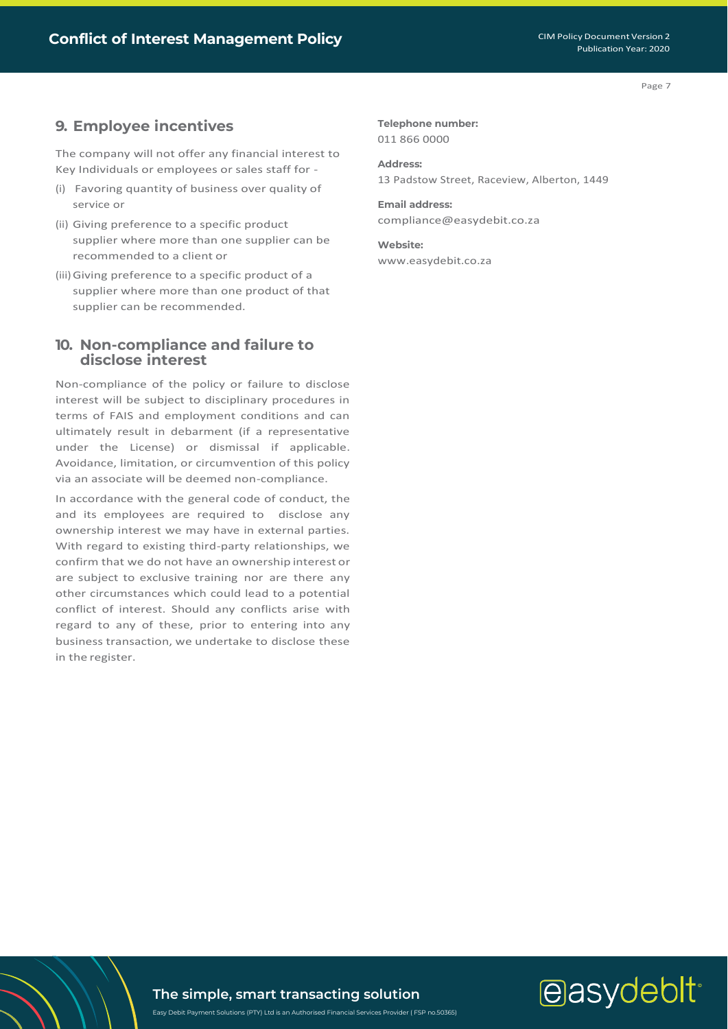## 9. Employee incentives

The company will not offer any financial interest to Key Individuals or employees or sales staff for -

(i) Favoring quantity of business over quality of service or

(ii) Giving preference to a specific product supplier where more than one supplier can be recommended to a client or

(iii) Giving preference to a specific product of a supplier where more than one product of that supplier can be recommended.

## 10. Non-compliance and failure to disclose interest

Non-compliance of the policy or failure to disclose interest will be subject to disciplinary procedures in terms of FAIS and employment conditions and can ultimately result in debarment (if a representative under the License) or dismissal if applicable. Avoidance, limitation, or circumvention of this policy via an associate will be deemed non-compliance.

In accordance with the general code of conduct, the and its employees are required to disclose any ownership interest we may have in external parties. With regard to existing third-party relationships, we confirm that we do not have an ownership interest or are subject to exclusive training nor are there any other circumstances which could lead to a potential conflict of interest. Should any conflicts arise with regard to any of these, prior to entering into any business transaction, we undertake to disclose these in the register.

**Telephone number:**
011 866 0000

**Address:**
13 Padstow Street, Raceview, Alberton, 1449

**Email address:**
compliance@easydebit.co.za

**Website:**
www.easydebit.co.za